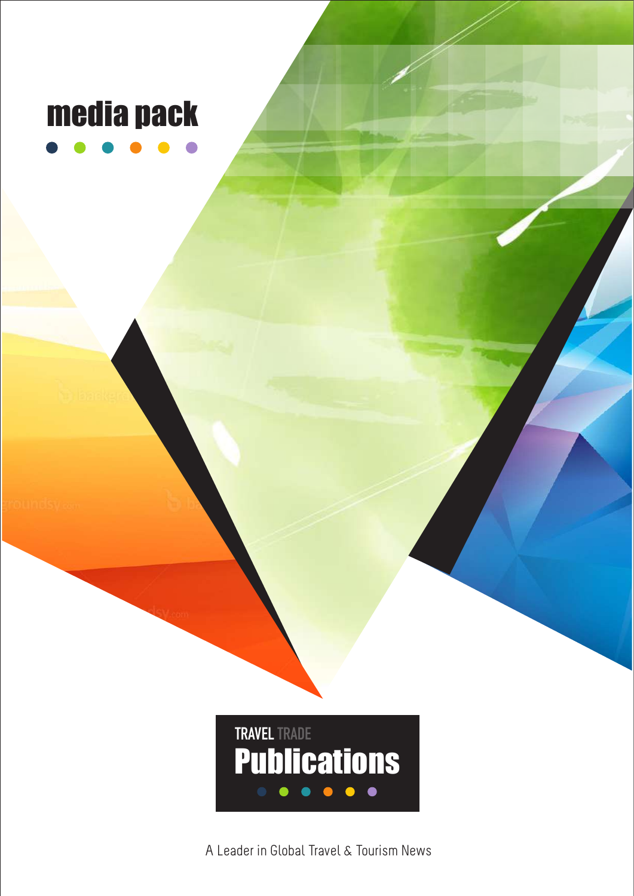# media pack

TRAVEL TRADE

**Publications**

A Leader in Global Travel & Tourism News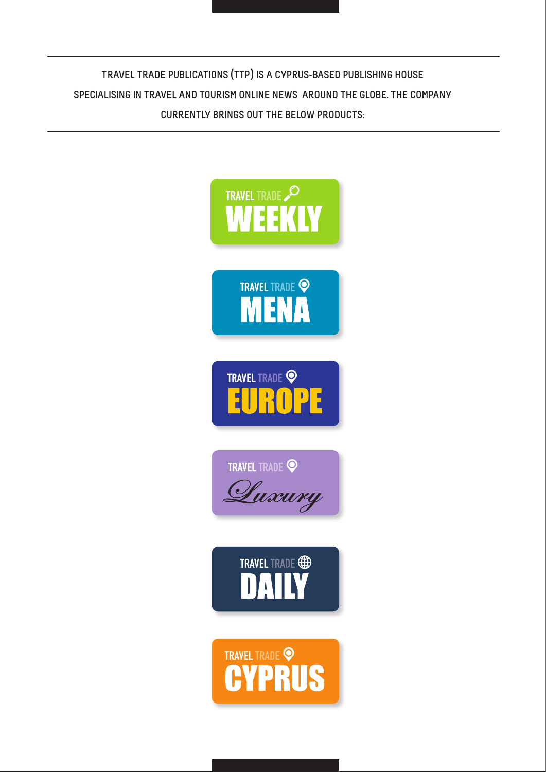TRAVEL TRADE PUBLICATIONS (TTP) IS A CYPRUS-BASED PUBLISHING HOUSE SPECIALISING IN TRAVEL AND TOURISM ONLINE NEWS AROUND THE GLOBE. THE COMPANY CURRENTLY BRINGS OUT THE BELOW PRODUCTS:

- TRAVEL TRADE WEEKLY
- TRAVEL TRADE MENA
- TRAVEL TRADE EUROPE
- TRAVEL TRADE Luxury
- TRAVEL TRADE DAILY
- TRAVEL TRADE CYPRUS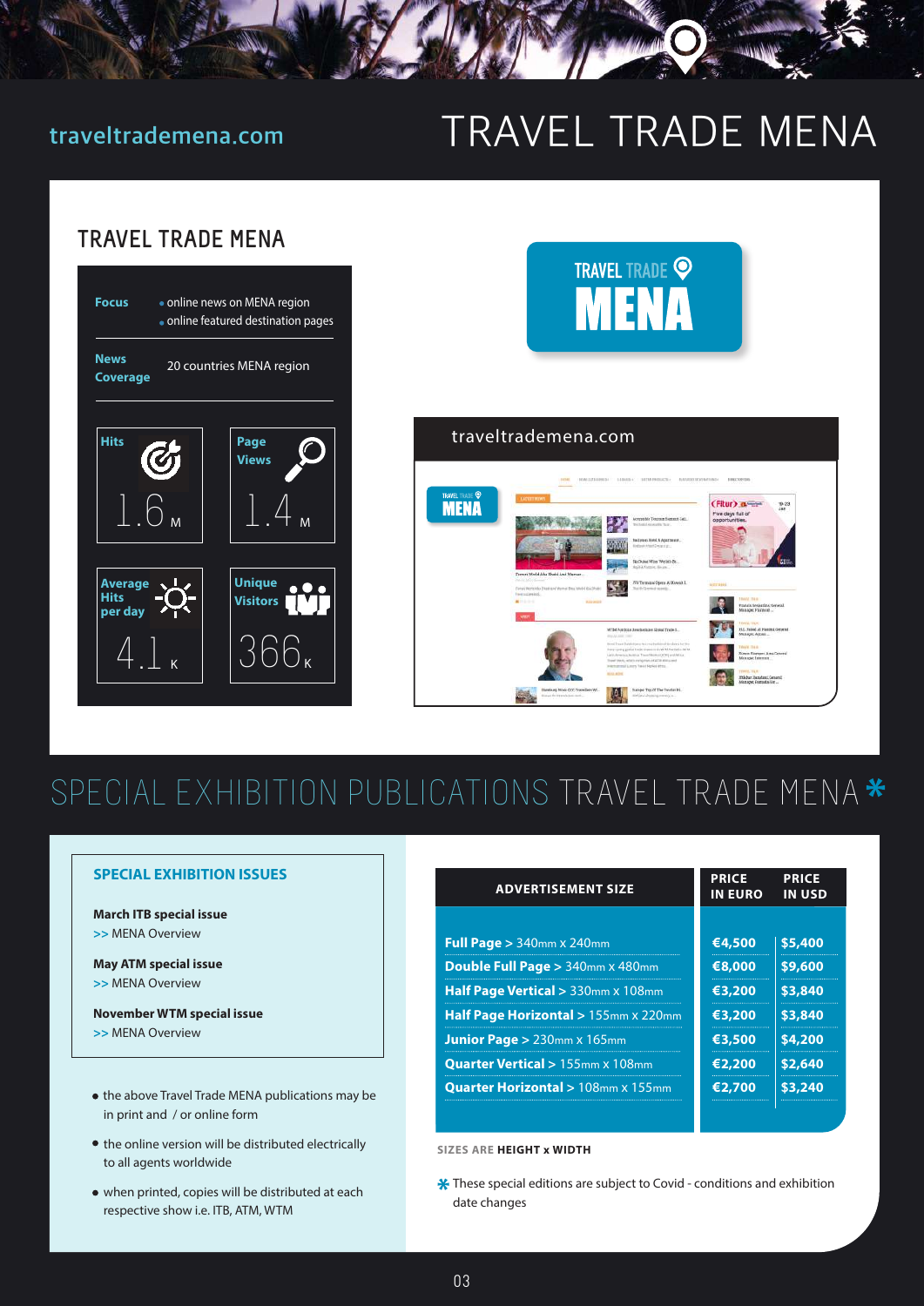traveltrademena.com

# TRAVEL TRADE MENA

## TRAVEL TRADE MENA

**Focus**
- online news on MENA region
- online featured destination pages

**News Coverage** 20 countries MENA region

| Hits | Page Views | Average Hits per day | Unique Visitors |
|---|---|---|---|
| 1.6 M | 1.4 M | 4.1 K | 366 K |

traveltrademena.com

# SPECIAL EXHIBITION PUBLICATIONS TRAVEL TRADE MENA *

### SPECIAL EXHIBITION ISSUES

**March ITB special issue**
>> MENA Overview

**May ATM special issue**
>> MENA Overview

**November WTM special issue**
>> MENA Overview

- the above Travel Trade MENA publications may be in print and / or online form
- the online version will be distributed electrically to all agents worldwide
- when printed, copies will be distributed at each respective show i.e. ITB, ATM, WTM

| ADVERTISEMENT SIZE | PRICE IN EURO | PRICE IN USD |
|---|---|---|
| **Full Page** > 340mm x 240mm | €4,500 | $5,400 |
| **Double Full Page** > 340mm x 480mm | €8,000 | $9,600 |
| **Half Page Vertical** > 330mm x 108mm | €3,200 | $3,840 |
| **Half Page Horizontal** > 155mm x 220mm | €3,200 | $3,840 |
| **Junior Page** > 230mm x 165mm | €3,500 | $4,200 |
| **Quarter Vertical** > 155mm x 108mm | €2,200 | $2,640 |
| **Quarter Horizontal** > 108mm x 155mm | €2,700 | $3,240 |

SIZES ARE **HEIGHT x WIDTH**

* These special editions are subject to Covid - conditions and exhibition date changes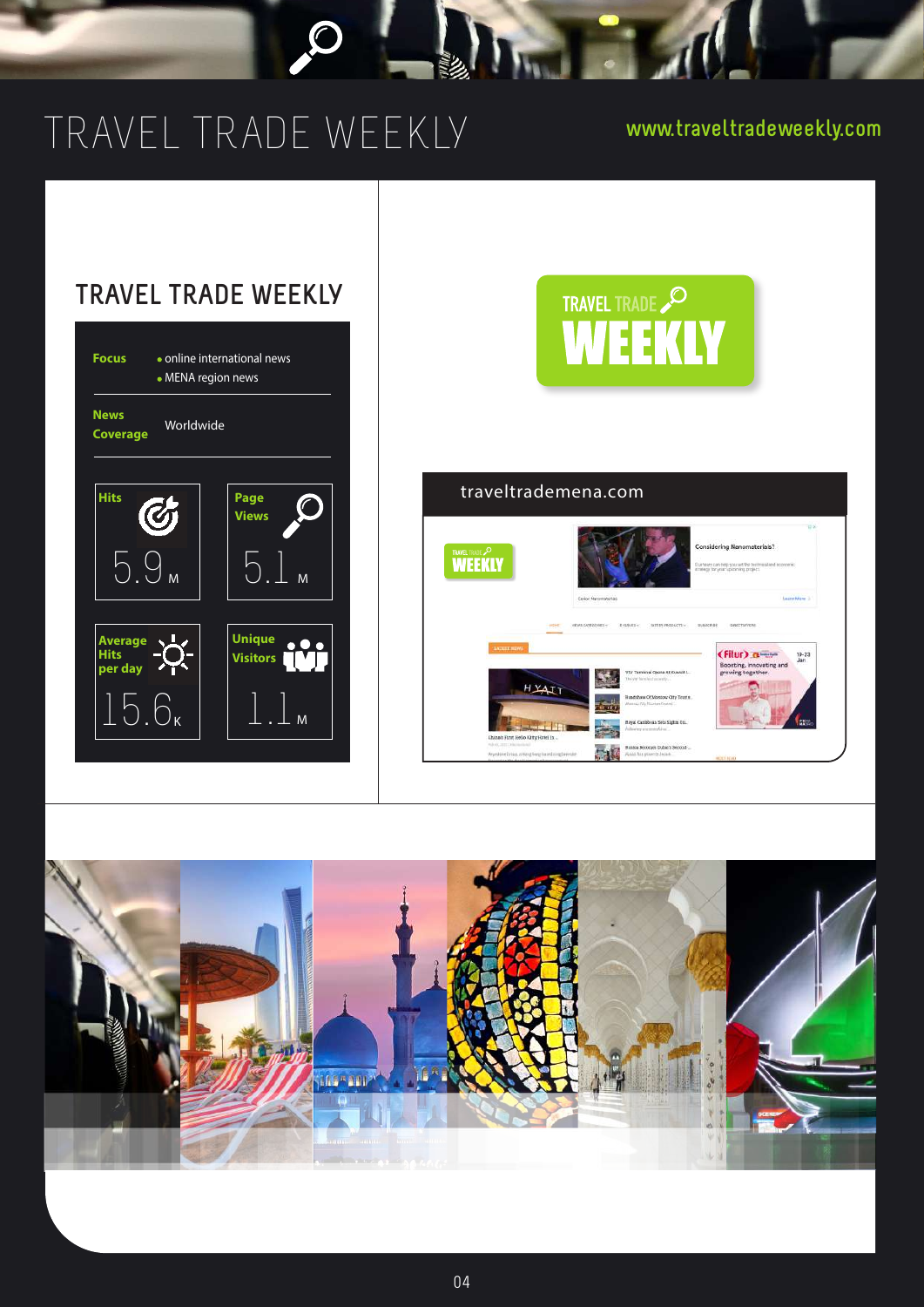# TRAVEL TRADE WEEKLY

www.traveltradeweekly.com

## TRAVEL TRADE WEEKLY

**Focus**
- online international news
- MENA region news

**News Coverage** Worldwide

| Hits | Page Views | Average Hits per day | Unique Visitors |
|---|---|---|---|
| 5.9 M | 5.1 M | 15.6 K | 1.1 M |

traveltrademena.com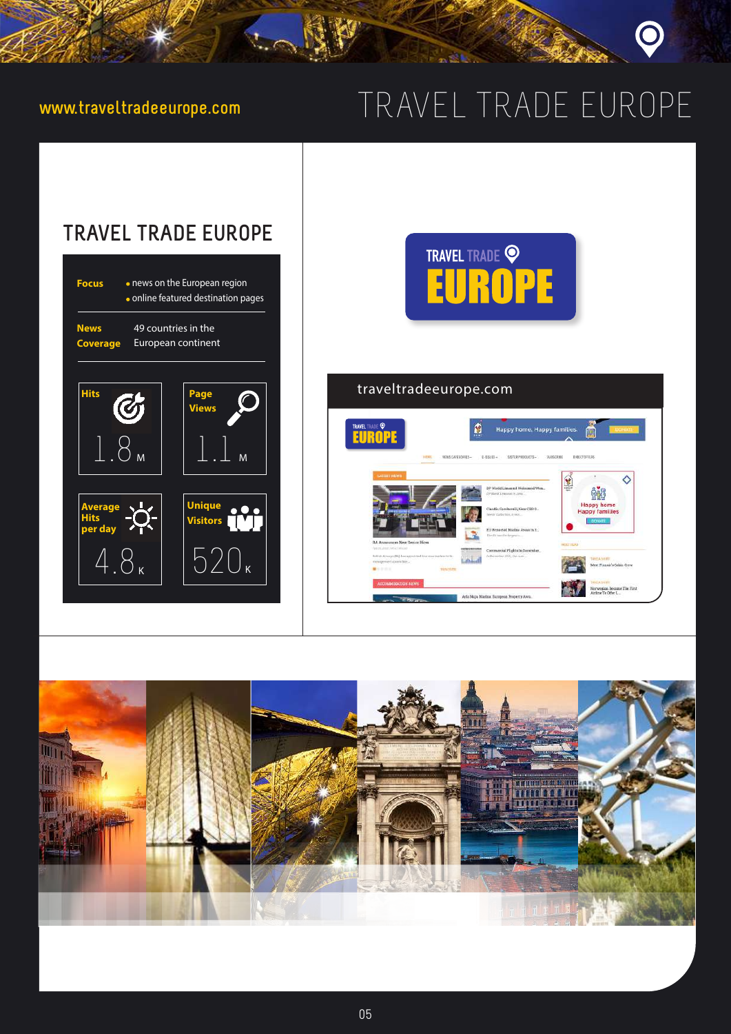www.traveltradeeurope.com

# TRAVEL TRADE EUROPE

## TRAVEL TRADE EUROPE

**Focus**
- news on the European region
- online featured destination pages

**News Coverage** 49 countries in the European continent

| Hits | Page Views |
|---|---|
| 1.8M | 1.1M |

| Average Hits per day | Unique Visitors |
|---|---|
| 4.8K | 520K |

TRAVEL TRADE EUROPE

traveltradeeurope.com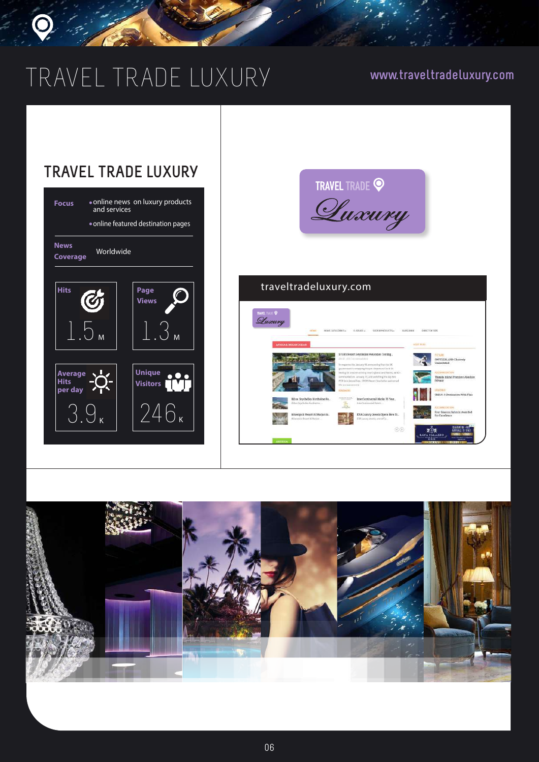# TRAVEL TRADE LUXURY

www.traveltradeluxury.com

## TRAVEL TRADE LUXURY

**Focus**
- online news on luxury products and services
- online featured destination pages

**News Coverage** Worldwide

| Hits | Page Views | Average Hits per day | Unique Visitors |
|---|---|---|---|
| 1.5 M | 1.3 M | 3.9 K | 246 K |

traveltradeluxury.com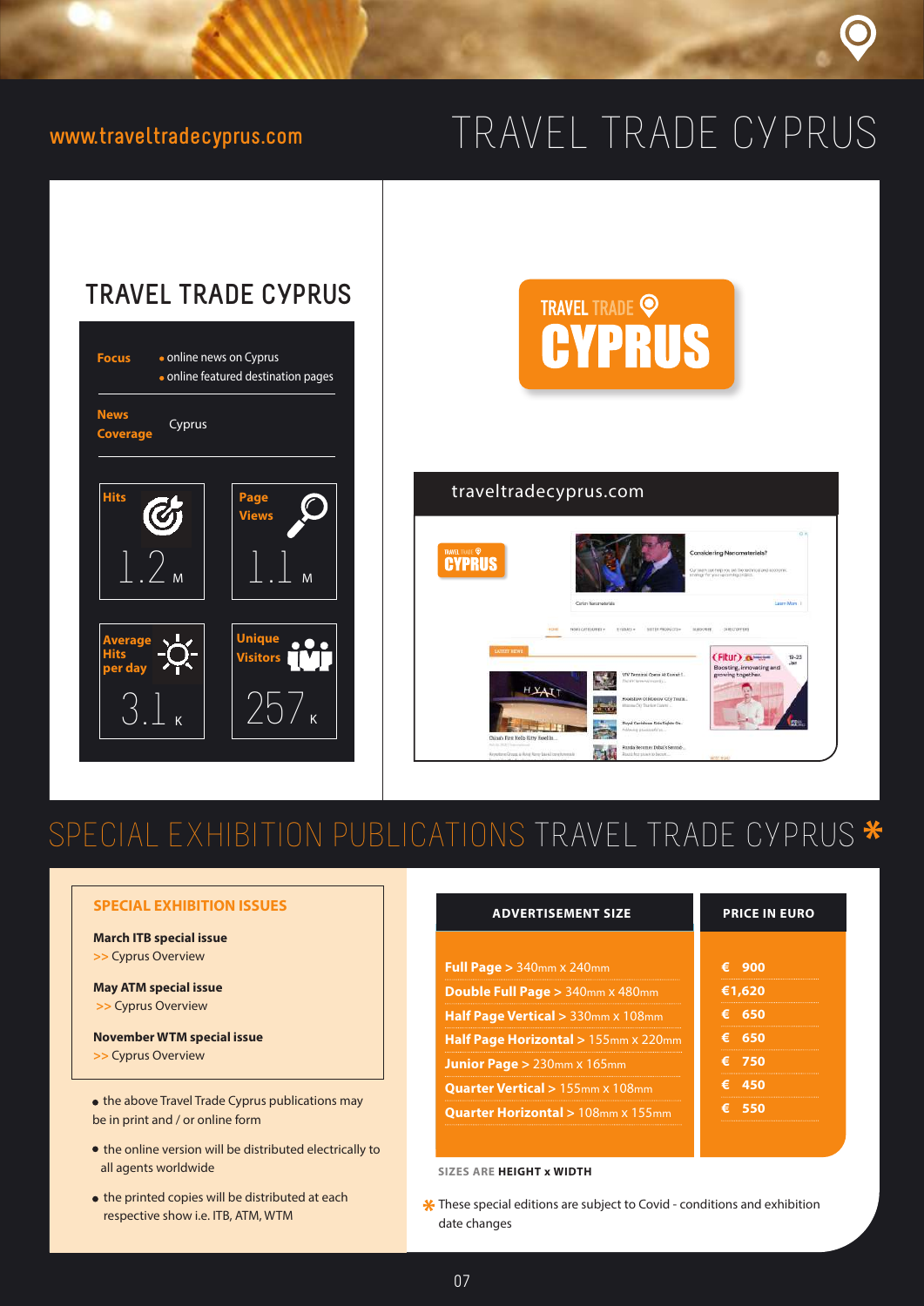www.traveltradecyprus.com

# TRAVEL TRADE CYPRUS

## TRAVEL TRADE CYPRUS

**Focus**
- online news on Cyprus
- online featured destination pages

**News Coverage** Cyprus

| Hits | Page Views |
|---|---|
| 1.2 M | 1.1 M |

| Average Hits per day | Unique Visitors |
|---|---|
| 3.1 K | 257 K |

TRAVEL TRADE CYPRUS

traveltradecyprus.com

# SPECIAL EXHIBITION PUBLICATIONS TRAVEL TRADE CYPRUS *

### SPECIAL EXHIBITION ISSUES

**March ITB special issue**
>> Cyprus Overview

**May ATM special issue**
>> Cyprus Overview

**November WTM special issue**
>> Cyprus Overview

- the above Travel Trade Cyprus publications may be in print and / or online form
- the online version will be distributed electrically to all agents worldwide
- the printed copies will be distributed at each respective show i.e. ITB, ATM, WTM

| ADVERTISEMENT SIZE | PRICE IN EURO |
|---|---|
| **Full Page** > 340mm x 240mm | € 900 |
| **Double Full Page** > 340mm x 480mm | €1,620 |
| **Half Page Vertical** > 330mm x 108mm | € 650 |
| **Half Page Horizontal** > 155mm x 220mm | € 650 |
| **Junior Page** > 230mm x 165mm | € 750 |
| **Quarter Vertical** > 155mm x 108mm | € 450 |
| **Quarter Horizontal** > 108mm x 155mm | € 550 |

SIZES ARE **HEIGHT x WIDTH**

* These special editions are subject to Covid - conditions and exhibition date changes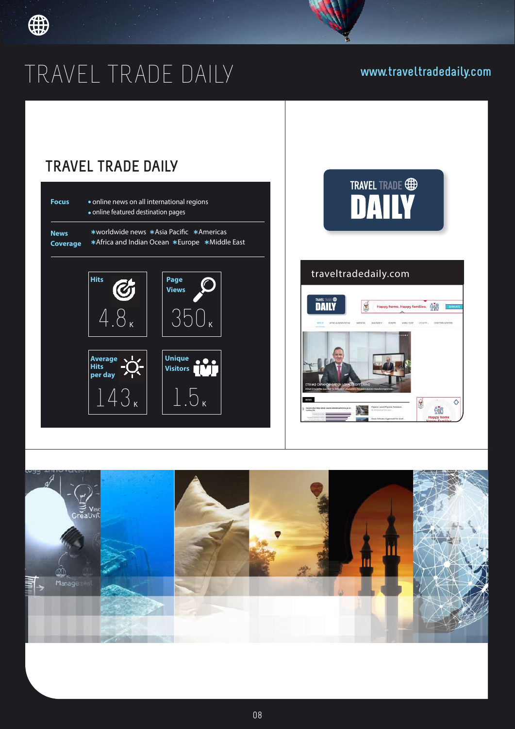# TRAVEL TRADE DAILY

www.traveltradedaily.com

## TRAVEL TRADE DAILY

**Focus**
- online news on all international regions
- online featured destination pages

**News Coverage**
*worldwide news *Asia Pacific *Americas *Africa and Indian Ocean *Europe *Middle East

| Metric | Value |
|---|---|
| Hits | 4.8K |
| Page Views | 350K |
| Average Hits per day | 143K |
| Unique Visitors | 1.5K |

traveltradedaily.com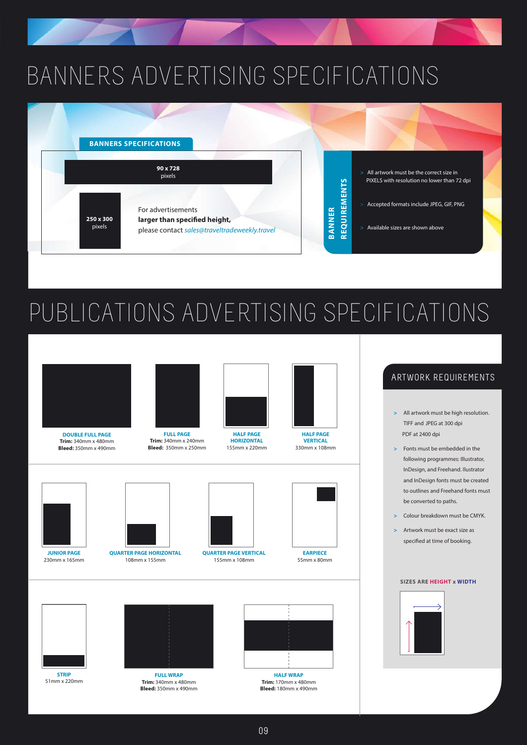# BANNERS ADVERTISING SPECIFICATIONS

## BANNERS SPECIFICATIONS

**90 x 728**
pixels

**250 x 300**
pixels

For advertisements
**larger than specified height,**
please contact *sales@traveltradeweekly.travel*

## BANNER REQUIREMENTS

- All artwork must be the correct size in PIXELS with resolution no lower than 72 dpi
- Accepted formats include JPEG, GIF, PNG
- Available sizes are shown above

# PUBLICATIONS ADVERTISING SPECIFICATIONS

**DOUBLE FULL PAGE**
**Trim:** 340mm x 480mm
**Bleed:** 350mm x 490mm

**FULL PAGE**
**Trim:** 340mm x 240mm
**Bleed:** 350mm x 250mm

**HALF PAGE HORIZONTAL**
155mm x 220mm

**HALF PAGE VERTICAL**
330mm x 108mm

**JUNIOR PAGE**
230mm x 165mm

**QUARTER PAGE HORIZONTAL**
108mm x 155mm

**QUARTER PAGE VERTICAL**
155mm x 108mm

**EARPIECE**
55mm x 80mm

**STRIP**
51mm x 220mm

**FULL WRAP**
**Trim:** 340mm x 480mm
**Bleed:** 350mm x 490mm

**HALF WRAP**
**Trim:** 170mm x 480mm
**Bleed:** 180mm x 490mm

## ARTWORK REQUIREMENTS

- All artwork must be high resolution. TIFF and JPEG at 300 dpi PDF at 2400 dpi
- Fonts must be embedded in the following programmes: Illustrator, InDesign, and Freehand. Illustrator and InDesign fonts must be created to outlines and Freehand fonts must be converted to paths.
- Colour breakdown must be CMYK.
- Artwork must be exact size as specified at time of booking.

**SIZES ARE HEIGHT x WIDTH**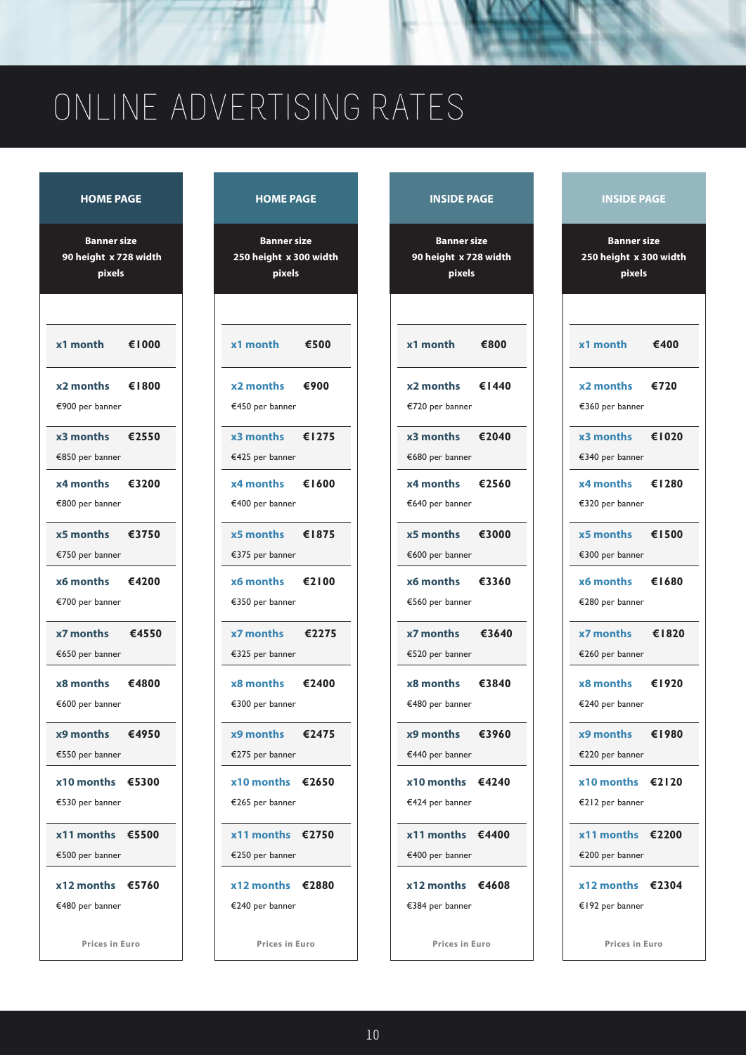# ONLINE ADVERTISING RATES

| | HOME PAGE | HOME PAGE | INSIDE PAGE | INSIDE PAGE |
|---|---|---|---|---|
| **Banner size** | 90 height x 728 width pixels | 250 height x 300 width pixels | 90 height x 728 width pixels | 250 height x 300 width pixels |
| **x1 month** | €1000 | €500 | €800 | €400 |
| **x2 months** | €1800 (€900 per banner) | €900 (€450 per banner) | €1440 (€720 per banner) | €720 (€360 per banner) |
| **x3 months** | €2550 (€850 per banner) | €1275 (€425 per banner) | €2040 (€680 per banner) | €1020 (€340 per banner) |
| **x4 months** | €3200 (€800 per banner) | €1600 (€400 per banner) | €2560 (€640 per banner) | €1280 (€320 per banner) |
| **x5 months** | €3750 (€750 per banner) | €1875 (€375 per banner) | €3000 (€600 per banner) | €1500 (€300 per banner) |
| **x6 months** | €4200 (€700 per banner) | €2100 (€350 per banner) | €3360 (€560 per banner) | €1680 (€280 per banner) |
| **x7 months** | €4550 (€650 per banner) | €2275 (€325 per banner) | €3640 (€520 per banner) | €1820 (€260 per banner) |
| **x8 months** | €4800 (€600 per banner) | €2400 (€300 per banner) | €3840 (€480 per banner) | €1920 (€240 per banner) |
| **x9 months** | €4950 (€550 per banner) | €2475 (€275 per banner) | €3960 (€440 per banner) | €1980 (€220 per banner) |
| **x10 months** | €5300 (€530 per banner) | €2650 (€265 per banner) | €4240 (€424 per banner) | €2120 (€212 per banner) |
| **x11 months** | €5500 (€500 per banner) | €2750 (€250 per banner) | €4400 (€400 per banner) | €2200 (€200 per banner) |
| **x12 months** | €5760 (€480 per banner) | €2880 (€240 per banner) | €4608 (€384 per banner) | €2304 (€192 per banner) |
| | Prices in Euro | Prices in Euro | Prices in Euro | Prices in Euro |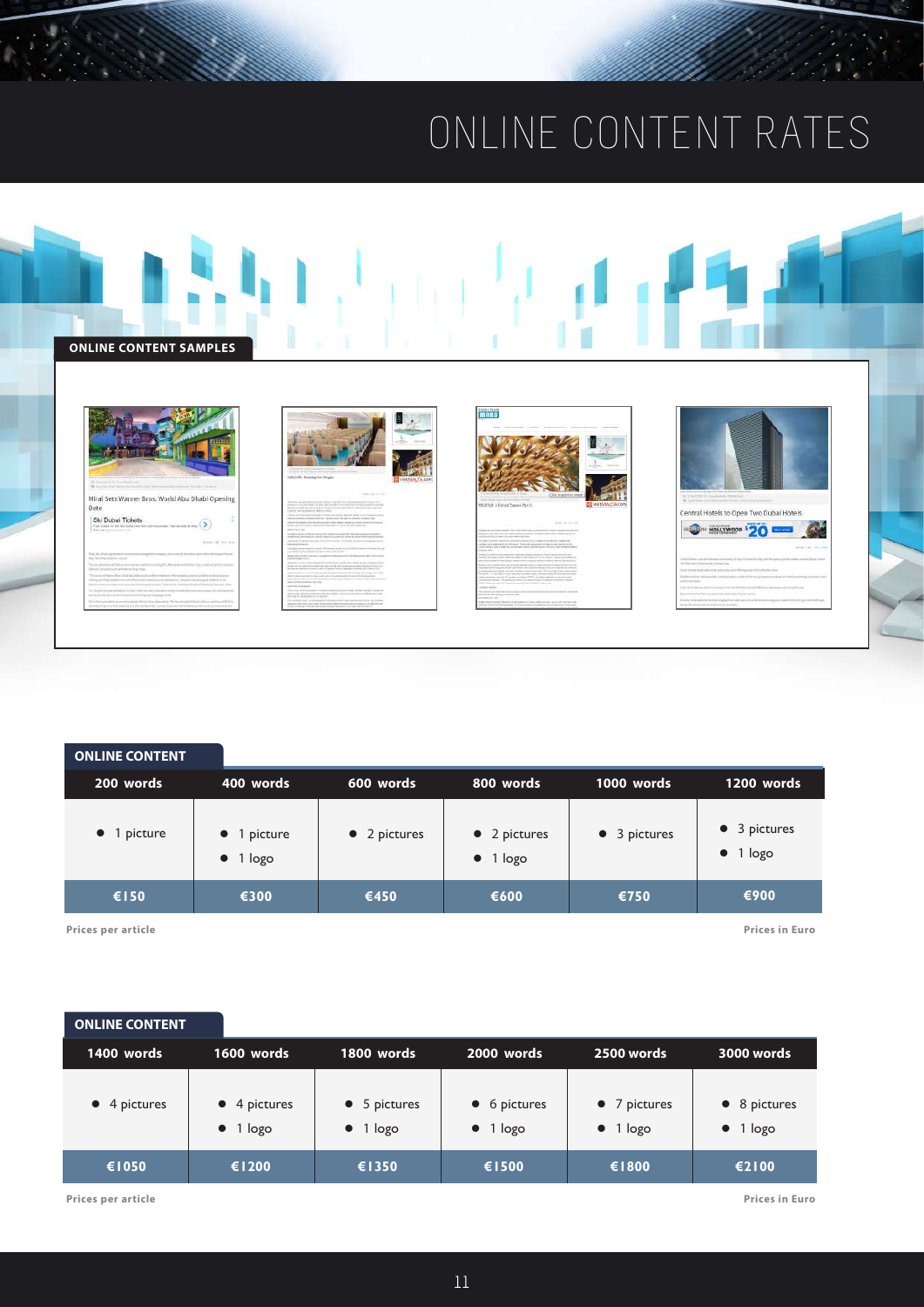# ONLINE CONTENT RATES

## ONLINE CONTENT SAMPLES

## ONLINE CONTENT

| 200 words | 400 words | 600 words | 800 words | 1000 words | 1200 words |
|---|---|---|---|---|---|
| • 1 picture | • 1 picture<br>• 1 logo | • 2 pictures | • 2 pictures<br>• 1 logo | • 3 pictures | • 3 pictures<br>• 1 logo |
| €150 | €300 | €450 | €600 | €750 | €900 |

Prices per article

Prices in Euro

## ONLINE CONTENT

| 1400 words | 1600 words | 1800 words | 2000 words | 2500 words | 3000 words |
|---|---|---|---|---|---|
| • 4 pictures | • 4 pictures<br>• 1 logo | • 5 pictures<br>• 1 logo | • 6 pictures<br>• 1 logo | • 7 pictures<br>• 1 logo | • 8 pictures<br>• 1 logo |
| €1050 | €1200 | €1350 | €1500 | €1800 | €2100 |

Prices per article

Prices in Euro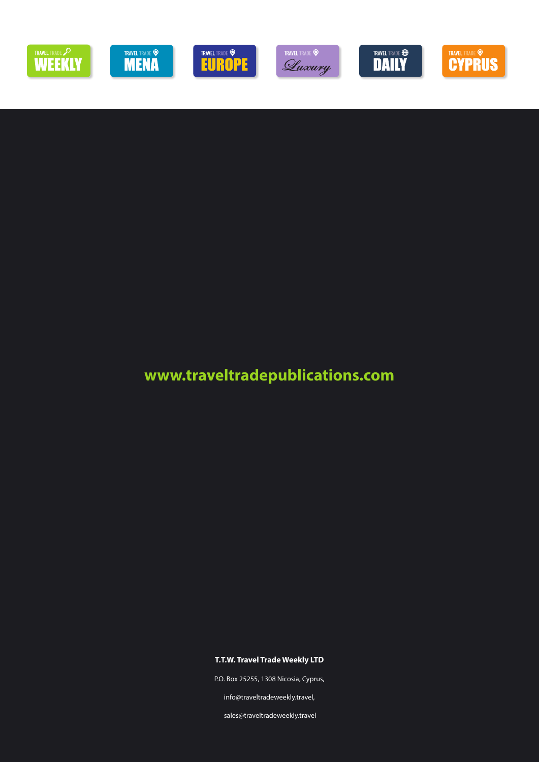TRAVEL TRADE WEEKLY

TRAVEL TRADE MENA

TRAVEL TRADE EUROPE

TRAVEL TRADE Luxury

TRAVEL TRADE DAILY

TRAVEL TRADE CYPRUS

**www.traveltradepublications.com**

**T.T.W. Travel Trade Weekly LTD**

P.O. Box 25255, 1308 Nicosia, Cyprus,

info@traveltradeweekly.travel,

sales@traveltradeweekly.travel